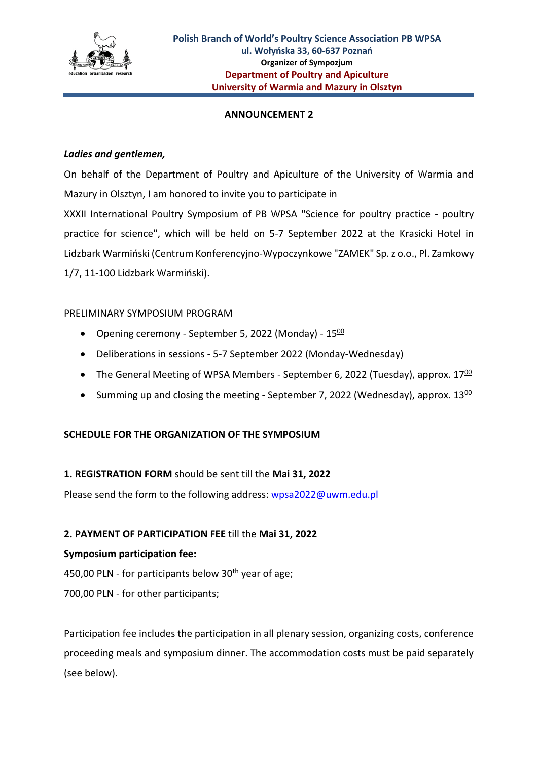**Polish Branch of World's Poultry Science Association PB WPSA**
**ul. Wołyńska 33, 60-637 Poznań**
**Organizer of Sympozjum**
**Department of Poultry and Apiculture**
**University of Warmia and Mazury in Olsztyn**

## ANNOUNCEMENT 2

***Ladies and gentlemen,***

On behalf of the Department of Poultry and Apiculture of the University of Warmia and Mazury in Olsztyn, I am honored to invite you to participate in
XXXII International Poultry Symposium of PB WPSA "Science for poultry practice - poultry practice for science", which will be held on 5-7 September 2022 at the Krasicki Hotel in Lidzbark Warmiński (Centrum Konferencyjno-Wypoczynkowe "ZAMEK" Sp. z o.o., Pl. Zamkowy 1/7, 11-100 Lidzbark Warmiński).

PRELIMINARY SYMPOSIUM PROGRAM

- Opening ceremony - September 5, 2022 (Monday) - $15^{00}$
- Deliberations in sessions - 5-7 September 2022 (Monday-Wednesday)
- The General Meeting of WPSA Members - September 6, 2022 (Tuesday), approx. $17^{00}$
- Summing up and closing the meeting - September 7, 2022 (Wednesday), approx. $13^{00}$

**SCHEDULE FOR THE ORGANIZATION OF THE SYMPOSIUM**

**1. REGISTRATION FORM** should be sent till the **Mai 31, 2022**

Please send the form to the following address: wpsa2022@uwm.edu.pl

**2. PAYMENT OF PARTICIPATION FEE** till the **Mai 31, 2022**

**Symposium participation fee:**

450,00 PLN - for participants below 30$^{th}$ year of age;

700,00 PLN - for other participants;

Participation fee includes the participation in all plenary session, organizing costs, conference proceeding meals and symposium dinner. The accommodation costs must be paid separately (see below).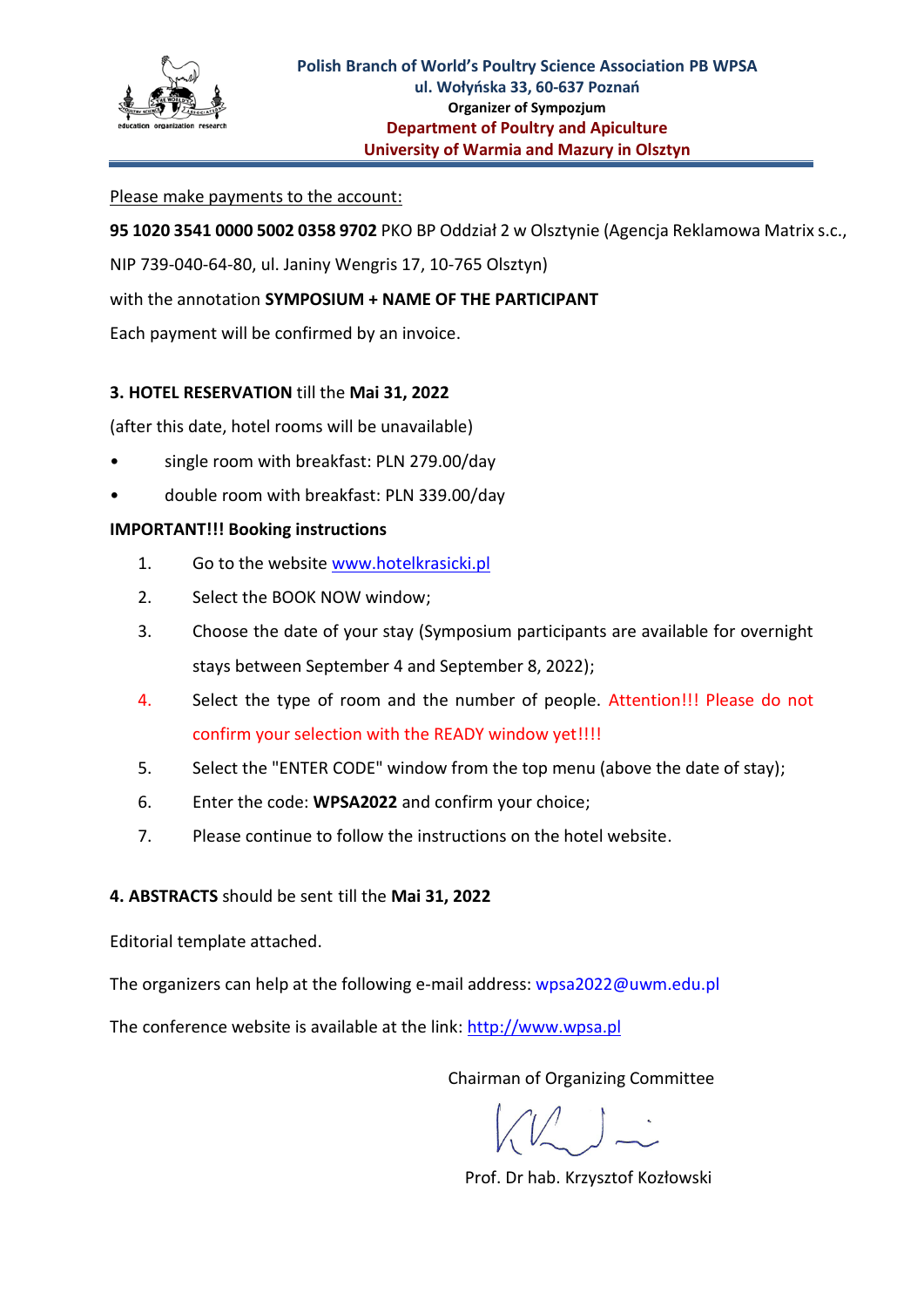**Polish Branch of World's Poultry Science Association PB WPSA**
**ul. Wołyńska 33, 60-637 Poznań**
**Organizer of Sympozjum**
**Department of Poultry and Apiculture**
**University of Warmia and Mazury in Olsztyn**

Please make payments to the account:

**95 1020 3541 0000 5002 0358 9702** PKO BP Oddział 2 w Olsztynie (Agencja Reklamowa Matrix s.c., NIP 739-040-64-80, ul. Janiny Wengris 17, 10-765 Olsztyn)

with the annotation **SYMPOSIUM + NAME OF THE PARTICIPANT**

Each payment will be confirmed by an invoice.

**3. HOTEL RESERVATION** till the **Mai 31, 2022**

(after this date, hotel rooms will be unavailable)

- single room with breakfast: PLN 279.00/day
- double room with breakfast: PLN 339.00/day

**IMPORTANT!!! Booking instructions**

1. Go to the website www.hotelkrasicki.pl
2. Select the BOOK NOW window;
3. Choose the date of your stay (Symposium participants are available for overnight stays between September 4 and September 8, 2022);
4. Select the type of room and the number of people. Attention!!! Please do not confirm your selection with the READY window yet!!!!
5. Select the "ENTER CODE" window from the top menu (above the date of stay);
6. Enter the code: **WPSA2022** and confirm your choice;
7. Please continue to follow the instructions on the hotel website.

**4. ABSTRACTS** should be sent till the **Mai 31, 2022**

Editorial template attached.

The organizers can help at the following e-mail address: wpsa2022@uwm.edu.pl

The conference website is available at the link: http://www.wpsa.pl

Chairman of Organizing Committee

Prof. Dr hab. Krzysztof Kozłowski